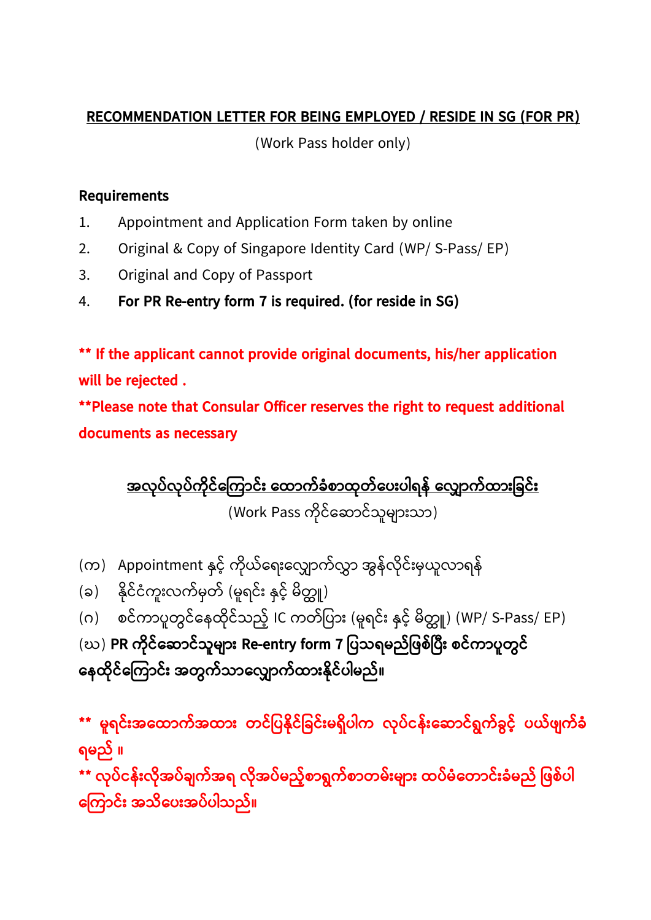## RECOMMENDATION LETTER FOR BEING EMPLOYED / RESIDE IN SG (FOR PR)

(Work Pass holder only)

**Requirements**

1. Appointment and Application Form taken by online
2. Original & Copy of Singapore Identity Card (WP/ S-Pass/ EP)
3. Original and Copy of Passport
4. **For PR Re-entry form 7 is required. (for reside in SG)**

**\*\* If the applicant cannot provide original documents, his/her application will be rejected .**

**\*\*Please note that Consular Officer reserves the right to request additional documents as necessary**

## အလုပ်လုပ်ကိုင်ကြောင်း ထောက်ခံစာထုတ်ပေးပါရန် လျှောက်ထားခြင်း

(Work Pass ကိုင်ဆောင်သူများသာ)

(က) Appointment နှင့် ကိုယ်ရေးလျှောက်လွှာ အွန်လိုင်းမှယူလာရန်

(ခ) နိုင်ငံကူးလက်မှတ် (မူရင်း နှင့် မိတ္တူ)

(ဂ) စင်ကာပူတွင်နေထိုင်သည့် IC ကတ်ပြား (မူရင်း နှင့် မိတ္တူ) (WP/ S-Pass/ EP)

(ဃ) **PR ကိုင်ဆောင်သူများ Re-entry form 7 ပြသရမည်ဖြစ်ပြီး စင်ကာပူတွင် နေထိုင်ကြောင်း အတွက်သာလျှောက်ထားနိုင်ပါမည်။**

**\*\* မူရင်းအထောက်အထား တင်ပြနိုင်ခြင်းမရှိပါက လုပ်ငန်းဆောင်ရွက်ခွင့် ပယ်ဖျက်ခံရမည် ။**

**\*\* လုပ်ငန်းလိုအပ်ချက်အရ လိုအပ်မည့်စာရွက်စာတမ်းများ ထပ်မံတောင်းခံမည် ဖြစ်ပါကြောင်း အသိပေးအပ်ပါသည်။**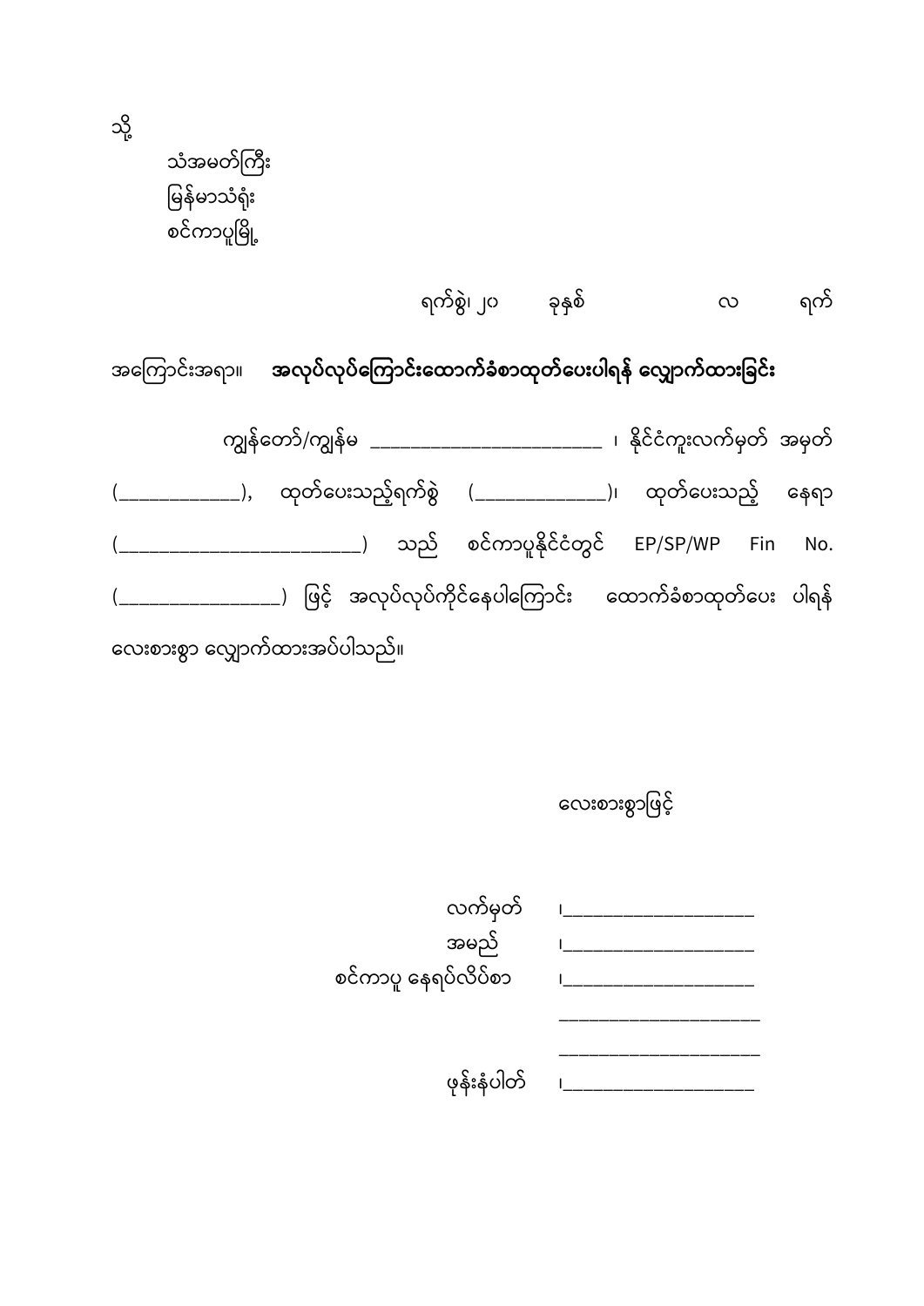သို့

သံအမတ်ကြီး

မြန်မာသံရုံး

စင်ကာပူမြို့

ရက်စွဲ၊ ၂၀ ခုနှစ် လ ရက်

အကြောင်းအရာ။ **အလုပ်လုပ်ကြောင်းထောက်ခံစာထုတ်ပေးပါရန် လျှောက်ထားခြင်း**

ကျွန်တော်/ကျွန်မ ________________________ ၊ နိုင်ငံကူးလက်မှတ် အမှတ် (____________), ထုတ်ပေးသည့်ရက်စွဲ (_____________)၊ ထုတ်ပေးသည့် နေရာ (________________________) သည် စင်ကာပူနိုင်ငံတွင် EP/SP/WP Fin No. (________________) ဖြင့် အလုပ်လုပ်ကိုင်နေပါကြောင်း ထောက်ခံစာထုတ်ပေး ပါရန် လေးစားစွာ လျှောက်ထားအပ်ပါသည်။

လေးစားစွာဖြင့်

လက်မှတ် ၊___________________

အမည် ၊___________________

စင်ကာပူ နေရပ်လိပ်စာ ၊___________________

____________________

____________________

ဖုန်းနံပါတ် ၊___________________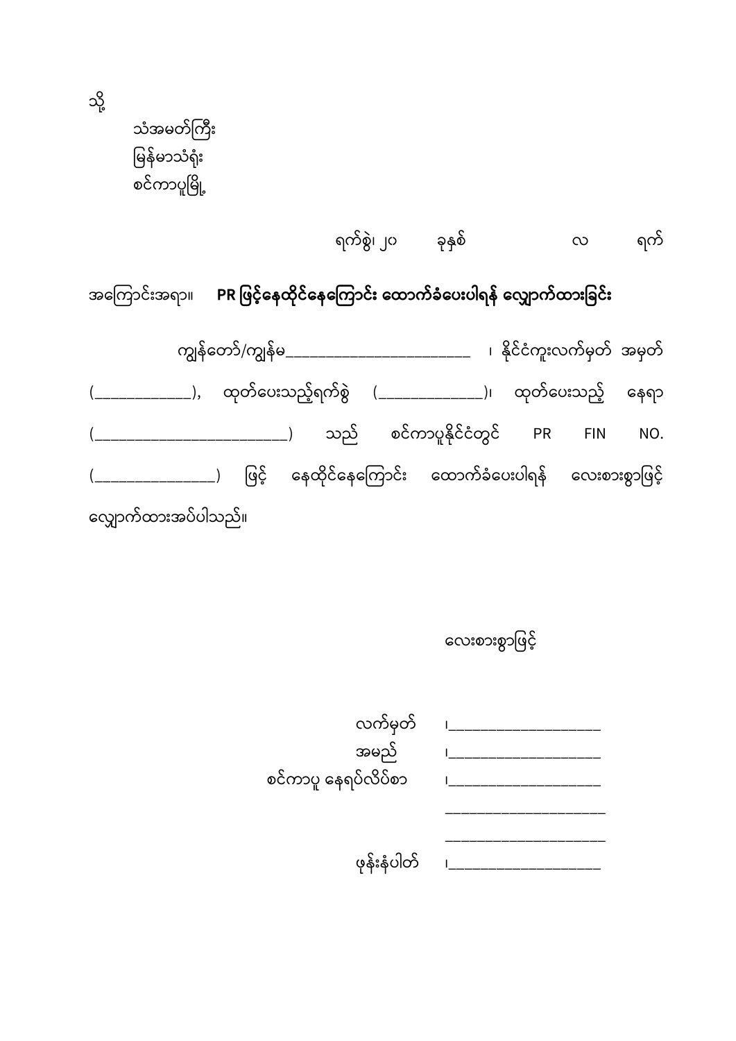သို့
သံအမတ်ကြီး
မြန်မာသံရုံး
စင်ကာပူမြို့

ရက်စွဲ၊ ၂၀ ခုနှစ် လ ရက်

အကြောင်းအရာ။ **PR ဖြင့်နေထိုင်နေကြောင်း ထောက်ခံပေးပါရန် လျှောက်ထားခြင်း**

ကျွန်တော်/ကျွန်မ________________________ ၊ နိုင်ငံကူးလက်မှတ် အမှတ် (____________), ထုတ်ပေးသည့်ရက်စွဲ (_____________)၊ ထုတ်ပေးသည့် နေရာ (________________________) သည် စင်ကာပူနိုင်ငံတွင် PR FIN NO. (_______________) ဖြင့် နေထိုင်နေကြောင်း ထောက်ခံပေးပါရန် လေးစားစွာဖြင့် လျှောက်ထားအပ်ပါသည်။

လေးစားစွာဖြင့်

လက်မှတ် ။___________________
အမည် ။___________________
စင်ကာပူ နေရပ်လိပ်စာ ။___________________
____________________
____________________
ဖုန်းနံပါတ် ။___________________